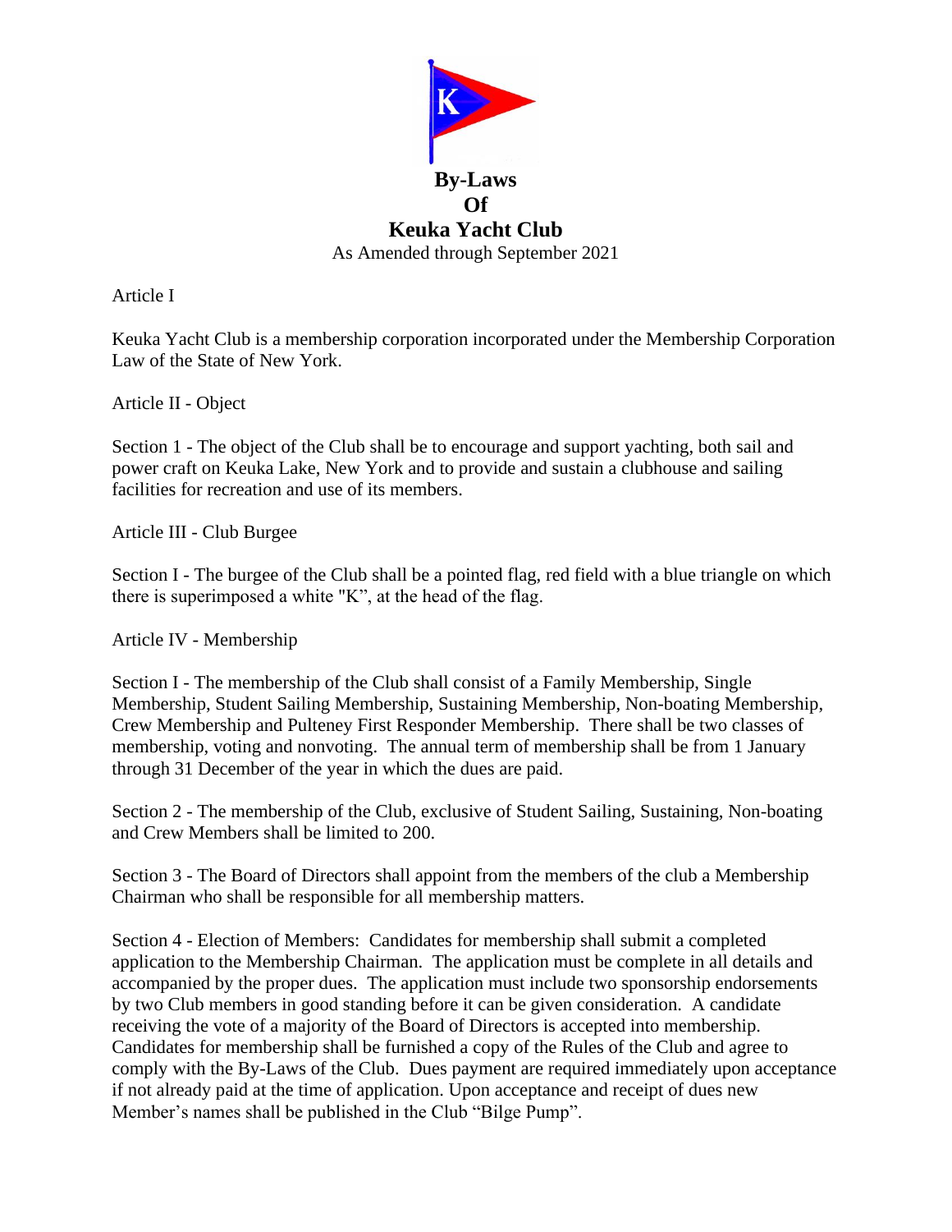# By-Laws Of Keuka Yacht Club

As Amended through September 2021

## Article I

Keuka Yacht Club is a membership corporation incorporated under the Membership Corporation Law of the State of New York.

## Article II - Object

Section 1 - The object of the Club shall be to encourage and support yachting, both sail and power craft on Keuka Lake, New York and to provide and sustain a clubhouse and sailing facilities for recreation and use of its members.

## Article III - Club Burgee

Section I - The burgee of the Club shall be a pointed flag, red field with a blue triangle on which there is superimposed a white "K", at the head of the flag.

## Article IV - Membership

Section I - The membership of the Club shall consist of a Family Membership, Single Membership, Student Sailing Membership, Sustaining Membership, Non-boating Membership, Crew Membership and Pulteney First Responder Membership. There shall be two classes of membership, voting and nonvoting. The annual term of membership shall be from 1 January through 31 December of the year in which the dues are paid.

Section 2 - The membership of the Club, exclusive of Student Sailing, Sustaining, Non-boating and Crew Members shall be limited to 200.

Section 3 - The Board of Directors shall appoint from the members of the club a Membership Chairman who shall be responsible for all membership matters.

Section 4 - Election of Members: Candidates for membership shall submit a completed application to the Membership Chairman. The application must be complete in all details and accompanied by the proper dues. The application must include two sponsorship endorsements by two Club members in good standing before it can be given consideration. A candidate receiving the vote of a majority of the Board of Directors is accepted into membership. Candidates for membership shall be furnished a copy of the Rules of the Club and agree to comply with the By-Laws of the Club. Dues payment are required immediately upon acceptance if not already paid at the time of application. Upon acceptance and receipt of dues new Member's names shall be published in the Club "Bilge Pump".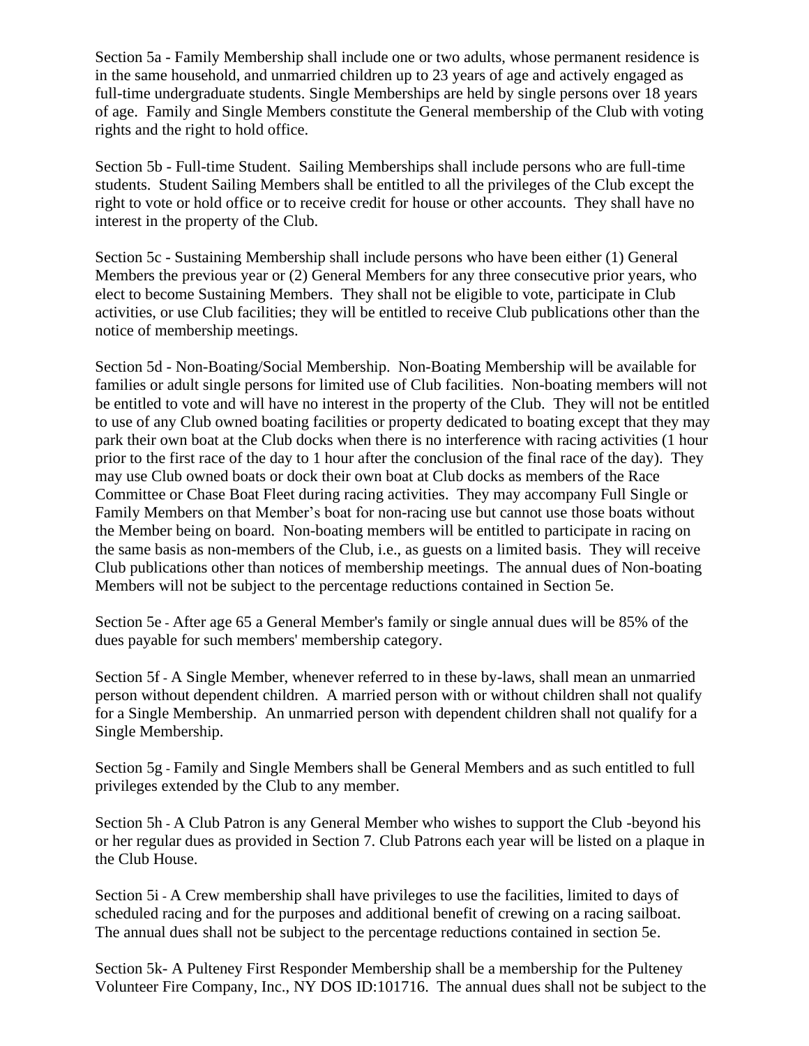Section 5a - Family Membership shall include one or two adults, whose permanent residence is in the same household, and unmarried children up to 23 years of age and actively engaged as full-time undergraduate students. Single Memberships are held by single persons over 18 years of age. Family and Single Members constitute the General membership of the Club with voting rights and the right to hold office.

Section 5b - Full-time Student. Sailing Memberships shall include persons who are full-time students. Student Sailing Members shall be entitled to all the privileges of the Club except the right to vote or hold office or to receive credit for house or other accounts. They shall have no interest in the property of the Club.

Section 5c - Sustaining Membership shall include persons who have been either (1) General Members the previous year or (2) General Members for any three consecutive prior years, who elect to become Sustaining Members. They shall not be eligible to vote, participate in Club activities, or use Club facilities; they will be entitled to receive Club publications other than the notice of membership meetings.

Section 5d - Non-Boating/Social Membership. Non-Boating Membership will be available for families or adult single persons for limited use of Club facilities. Non-boating members will not be entitled to vote and will have no interest in the property of the Club. They will not be entitled to use of any Club owned boating facilities or property dedicated to boating except that they may park their own boat at the Club docks when there is no interference with racing activities (1 hour prior to the first race of the day to 1 hour after the conclusion of the final race of the day). They may use Club owned boats or dock their own boat at Club docks as members of the Race Committee or Chase Boat Fleet during racing activities. They may accompany Full Single or Family Members on that Member's boat for non-racing use but cannot use those boats without the Member being on board. Non-boating members will be entitled to participate in racing on the same basis as non-members of the Club, i.e., as guests on a limited basis. They will receive Club publications other than notices of membership meetings. The annual dues of Non-boating Members will not be subject to the percentage reductions contained in Section 5e.

Section 5e - After age 65 a General Member's family or single annual dues will be 85% of the dues payable for such members' membership category.

Section 5f - A Single Member, whenever referred to in these by-laws, shall mean an unmarried person without dependent children. A married person with or without children shall not qualify for a Single Membership. An unmarried person with dependent children shall not qualify for a Single Membership.

Section 5g - Family and Single Members shall be General Members and as such entitled to full privileges extended by the Club to any member.

Section 5h - A Club Patron is any General Member who wishes to support the Club -beyond his or her regular dues as provided in Section 7. Club Patrons each year will be listed on a plaque in the Club House.

Section 5i - A Crew membership shall have privileges to use the facilities, limited to days of scheduled racing and for the purposes and additional benefit of crewing on a racing sailboat. The annual dues shall not be subject to the percentage reductions contained in section 5e.

Section 5k- A Pulteney First Responder Membership shall be a membership for the Pulteney Volunteer Fire Company, Inc., NY DOS ID:101716. The annual dues shall not be subject to the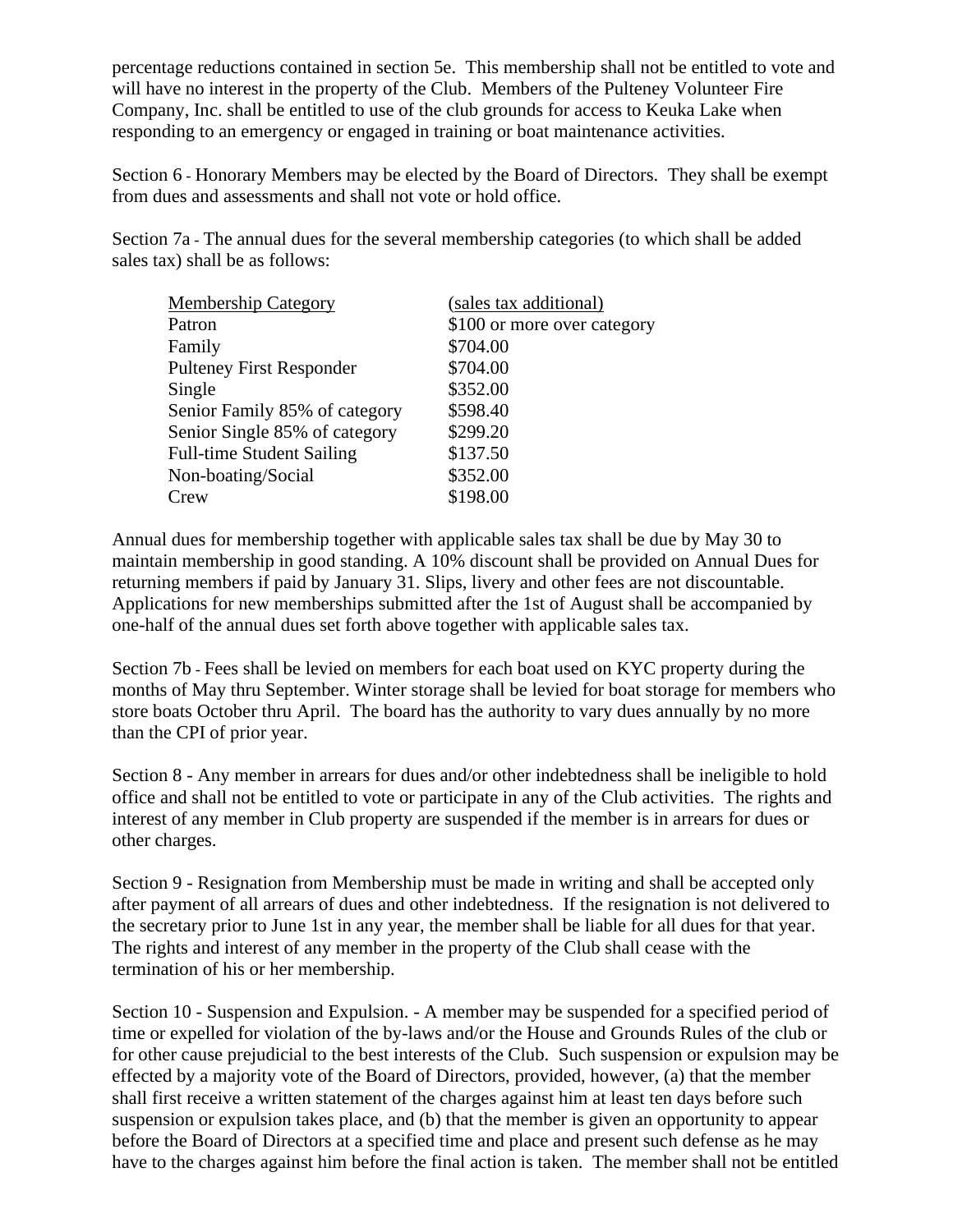percentage reductions contained in section 5e. This membership shall not be entitled to vote and will have no interest in the property of the Club. Members of the Pulteney Volunteer Fire Company, Inc. shall be entitled to use of the club grounds for access to Keuka Lake when responding to an emergency or engaged in training or boat maintenance activities.

Section 6 - Honorary Members may be elected by the Board of Directors. They shall be exempt from dues and assessments and shall not vote or hold office.

Section 7a - The annual dues for the several membership categories (to which shall be added sales tax) shall be as follows:

| Membership Category | (sales tax additional) |
|---|---|
| Patron | $100 or more over category |
| Family | $704.00 |
| Pulteney First Responder | $704.00 |
| Single | $352.00 |
| Senior Family 85% of category | $598.40 |
| Senior Single 85% of category | $299.20 |
| Full-time Student Sailing | $137.50 |
| Non-boating/Social | $352.00 |
| Crew | $198.00 |

Annual dues for membership together with applicable sales tax shall be due by May 30 to maintain membership in good standing. A 10% discount shall be provided on Annual Dues for returning members if paid by January 31. Slips, livery and other fees are not discountable. Applications for new memberships submitted after the 1st of August shall be accompanied by one-half of the annual dues set forth above together with applicable sales tax.

Section 7b - Fees shall be levied on members for each boat used on KYC property during the months of May thru September. Winter storage shall be levied for boat storage for members who store boats October thru April. The board has the authority to vary dues annually by no more than the CPI of prior year.

Section 8 - Any member in arrears for dues and/or other indebtedness shall be ineligible to hold office and shall not be entitled to vote or participate in any of the Club activities. The rights and interest of any member in Club property are suspended if the member is in arrears for dues or other charges.

Section 9 - Resignation from Membership must be made in writing and shall be accepted only after payment of all arrears of dues and other indebtedness. If the resignation is not delivered to the secretary prior to June 1st in any year, the member shall be liable for all dues for that year. The rights and interest of any member in the property of the Club shall cease with the termination of his or her membership.

Section 10 - Suspension and Expulsion. - A member may be suspended for a specified period of time or expelled for violation of the by-laws and/or the House and Grounds Rules of the club or for other cause prejudicial to the best interests of the Club. Such suspension or expulsion may be effected by a majority vote of the Board of Directors, provided, however, (a) that the member shall first receive a written statement of the charges against him at least ten days before such suspension or expulsion takes place, and (b) that the member is given an opportunity to appear before the Board of Directors at a specified time and place and present such defense as he may have to the charges against him before the final action is taken. The member shall not be entitled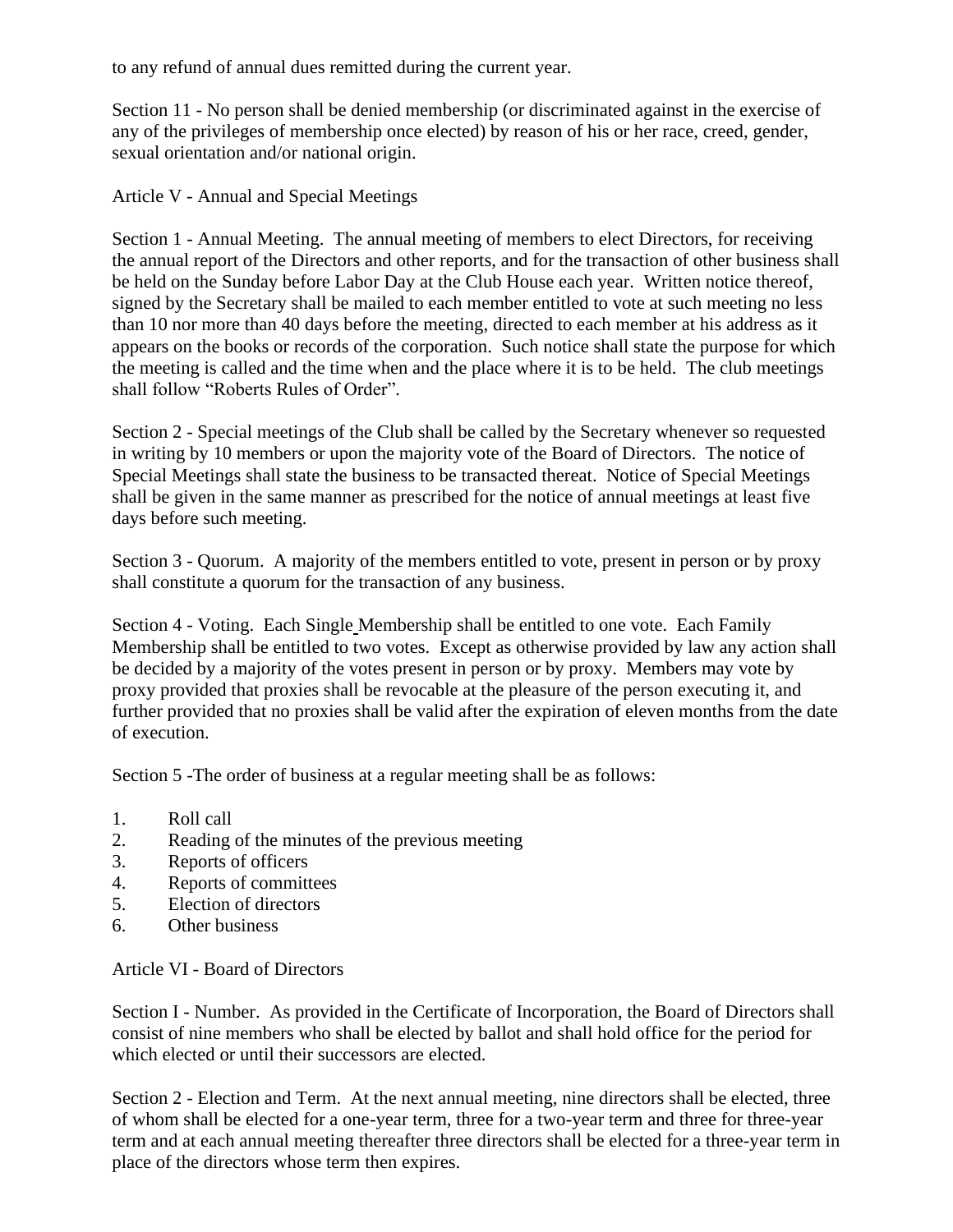to any refund of annual dues remitted during the current year.

Section 11 - No person shall be denied membership (or discriminated against in the exercise of any of the privileges of membership once elected) by reason of his or her race, creed, gender, sexual orientation and/or national origin.

## Article V - Annual and Special Meetings

Section 1 - Annual Meeting. The annual meeting of members to elect Directors, for receiving the annual report of the Directors and other reports, and for the transaction of other business shall be held on the Sunday before Labor Day at the Club House each year. Written notice thereof, signed by the Secretary shall be mailed to each member entitled to vote at such meeting no less than 10 nor more than 40 days before the meeting, directed to each member at his address as it appears on the books or records of the corporation. Such notice shall state the purpose for which the meeting is called and the time when and the place where it is to be held. The club meetings shall follow "Roberts Rules of Order".

Section 2 - Special meetings of the Club shall be called by the Secretary whenever so requested in writing by 10 members or upon the majority vote of the Board of Directors. The notice of Special Meetings shall state the business to be transacted thereat. Notice of Special Meetings shall be given in the same manner as prescribed for the notice of annual meetings at least five days before such meeting.

Section 3 - Quorum. A majority of the members entitled to vote, present in person or by proxy shall constitute a quorum for the transaction of any business.

Section 4 - Voting. Each Single Membership shall be entitled to one vote. Each Family Membership shall be entitled to two votes. Except as otherwise provided by law any action shall be decided by a majority of the votes present in person or by proxy. Members may vote by proxy provided that proxies shall be revocable at the pleasure of the person executing it, and further provided that no proxies shall be valid after the expiration of eleven months from the date of execution.

Section 5 -The order of business at a regular meeting shall be as follows:

1. Roll call
2. Reading of the minutes of the previous meeting
3. Reports of officers
4. Reports of committees
5. Election of directors
6. Other business

## Article VI - Board of Directors

Section I - Number. As provided in the Certificate of Incorporation, the Board of Directors shall consist of nine members who shall be elected by ballot and shall hold office for the period for which elected or until their successors are elected.

Section 2 - Election and Term. At the next annual meeting, nine directors shall be elected, three of whom shall be elected for a one-year term, three for a two-year term and three for three-year term and at each annual meeting thereafter three directors shall be elected for a three-year term in place of the directors whose term then expires.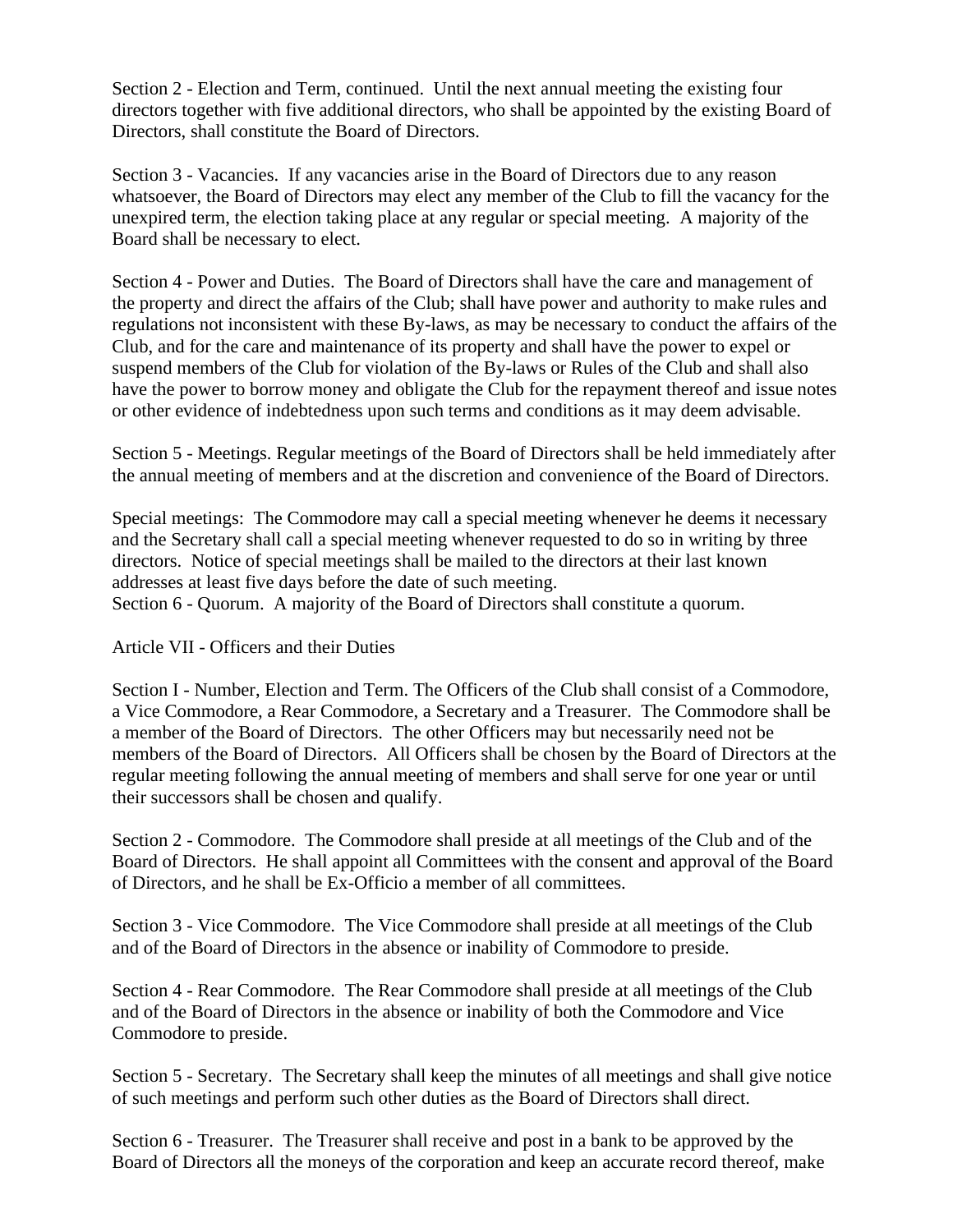Section 2 - Election and Term, continued. Until the next annual meeting the existing four directors together with five additional directors, who shall be appointed by the existing Board of Directors, shall constitute the Board of Directors.

Section 3 - Vacancies. If any vacancies arise in the Board of Directors due to any reason whatsoever, the Board of Directors may elect any member of the Club to fill the vacancy for the unexpired term, the election taking place at any regular or special meeting. A majority of the Board shall be necessary to elect.

Section 4 - Power and Duties. The Board of Directors shall have the care and management of the property and direct the affairs of the Club; shall have power and authority to make rules and regulations not inconsistent with these By-laws, as may be necessary to conduct the affairs of the Club, and for the care and maintenance of its property and shall have the power to expel or suspend members of the Club for violation of the By-laws or Rules of the Club and shall also have the power to borrow money and obligate the Club for the repayment thereof and issue notes or other evidence of indebtedness upon such terms and conditions as it may deem advisable.

Section 5 - Meetings. Regular meetings of the Board of Directors shall be held immediately after the annual meeting of members and at the discretion and convenience of the Board of Directors.

Special meetings: The Commodore may call a special meeting whenever he deems it necessary and the Secretary shall call a special meeting whenever requested to do so in writing by three directors. Notice of special meetings shall be mailed to the directors at their last known addresses at least five days before the date of such meeting.
Section 6 - Quorum. A majority of the Board of Directors shall constitute a quorum.

## Article VII - Officers and their Duties

Section I - Number, Election and Term. The Officers of the Club shall consist of a Commodore, a Vice Commodore, a Rear Commodore, a Secretary and a Treasurer. The Commodore shall be a member of the Board of Directors. The other Officers may but necessarily need not be members of the Board of Directors. All Officers shall be chosen by the Board of Directors at the regular meeting following the annual meeting of members and shall serve for one year or until their successors shall be chosen and qualify.

Section 2 - Commodore. The Commodore shall preside at all meetings of the Club and of the Board of Directors. He shall appoint all Committees with the consent and approval of the Board of Directors, and he shall be Ex-Officio a member of all committees.

Section 3 - Vice Commodore. The Vice Commodore shall preside at all meetings of the Club and of the Board of Directors in the absence or inability of Commodore to preside.

Section 4 - Rear Commodore. The Rear Commodore shall preside at all meetings of the Club and of the Board of Directors in the absence or inability of both the Commodore and Vice Commodore to preside.

Section 5 - Secretary. The Secretary shall keep the minutes of all meetings and shall give notice of such meetings and perform such other duties as the Board of Directors shall direct.

Section 6 - Treasurer. The Treasurer shall receive and post in a bank to be approved by the Board of Directors all the moneys of the corporation and keep an accurate record thereof, make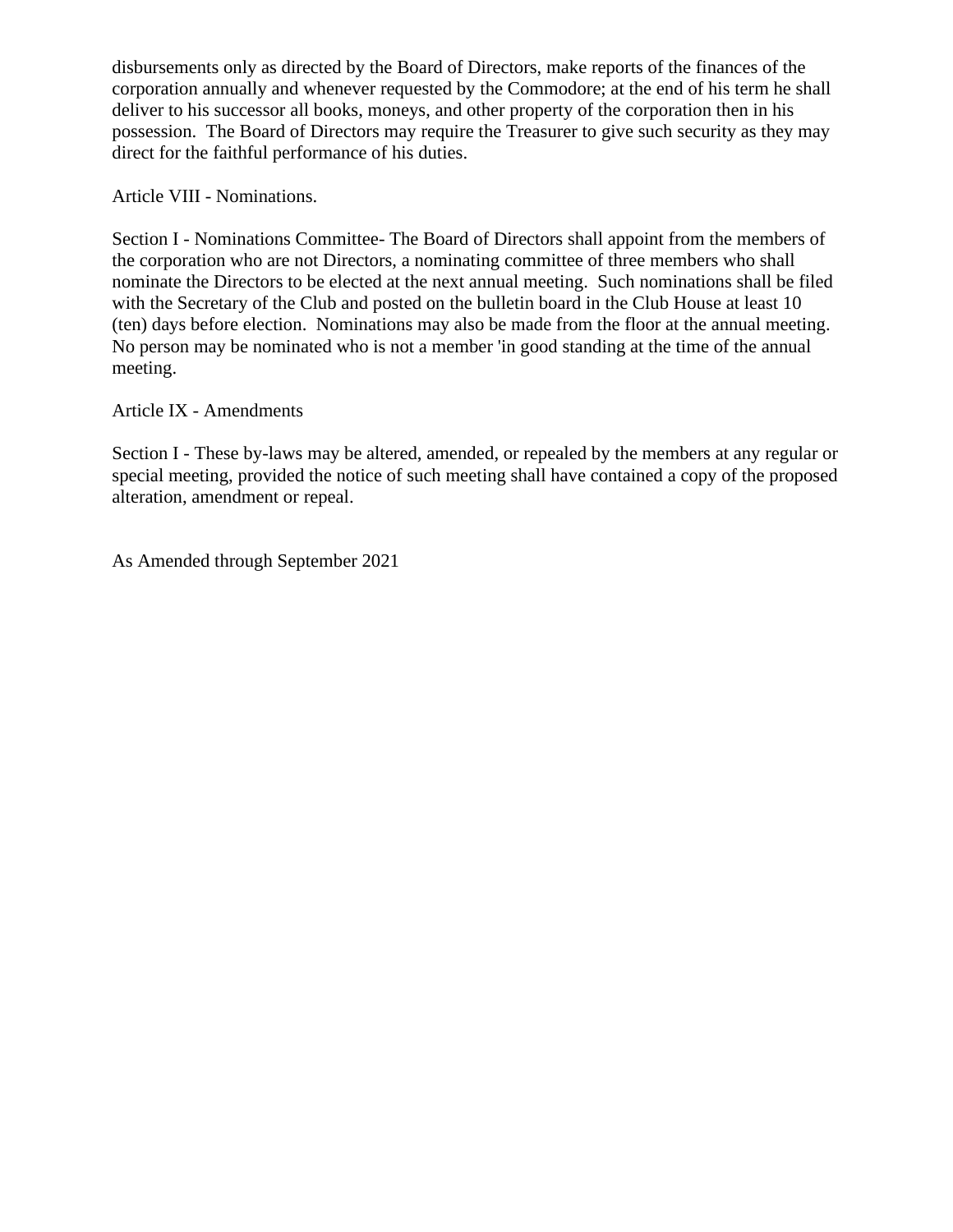disbursements only as directed by the Board of Directors, make reports of the finances of the corporation annually and whenever requested by the Commodore; at the end of his term he shall deliver to his successor all books, moneys, and other property of the corporation then in his possession. The Board of Directors may require the Treasurer to give such security as they may direct for the faithful performance of his duties.

Article VIII - Nominations.

Section I - Nominations Committee- The Board of Directors shall appoint from the members of the corporation who are not Directors, a nominating committee of three members who shall nominate the Directors to be elected at the next annual meeting. Such nominations shall be filed with the Secretary of the Club and posted on the bulletin board in the Club House at least 10 (ten) days before election. Nominations may also be made from the floor at the annual meeting. No person may be nominated who is not a member 'in good standing at the time of the annual meeting.

Article IX - Amendments

Section I - These by-laws may be altered, amended, or repealed by the members at any regular or special meeting, provided the notice of such meeting shall have contained a copy of the proposed alteration, amendment or repeal.

As Amended through September 2021